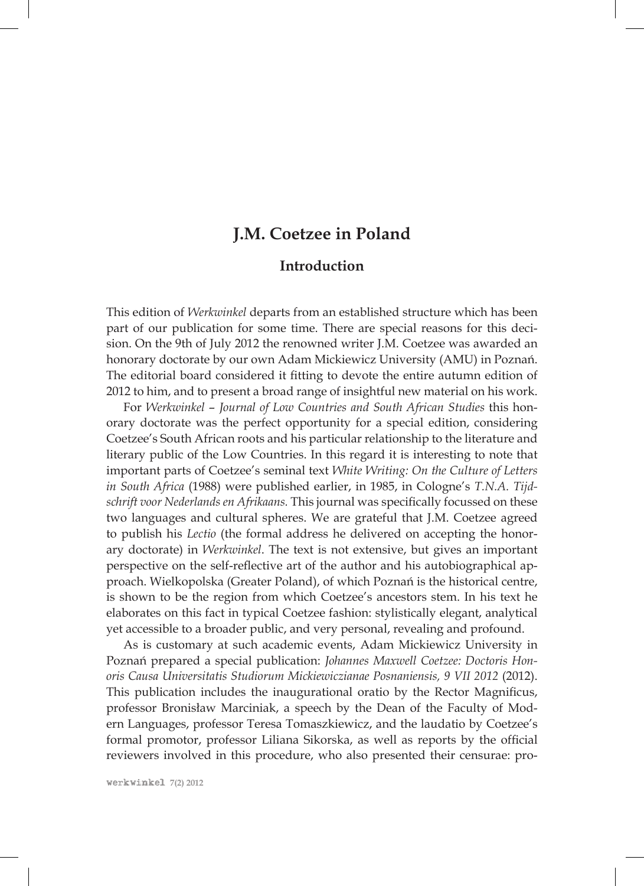# J.M. Coetzee in Poland

## Introduction

This edition of *Werkwinkel* departs from an established structure which has been part of our publication for some time. There are special reasons for this decision. On the 9th of July 2012 the renowned writer J.M. Coetzee was awarded an honorary doctorate by our own Adam Mickiewicz University (AMU) in Poznań. The editorial board considered it fitting to devote the entire autumn edition of 2012 to him, and to present a broad range of insightful new material on his work.

For *Werkwinkel – Journal of Low Countries and South African Studies* this honorary doctorate was the perfect opportunity for a special edition, considering Coetzee's South African roots and his particular relationship to the literature and literary public of the Low Countries. In this regard it is interesting to note that important parts of Coetzee's seminal text *White Writing: On the Culture of Letters in South Africa* (1988) were published earlier, in 1985, in Cologne's *T.N.A. Tijdschrift voor Nederlands en Afrikaans.* This journal was specifically focussed on these two languages and cultural spheres. We are grateful that J.M. Coetzee agreed to publish his *Lectio* (the formal address he delivered on accepting the honorary doctorate) in *Werkwinkel*. The text is not extensive, but gives an important perspective on the self-reflective art of the author and his autobiographical approach. Wielkopolska (Greater Poland), of which Poznań is the historical centre, is shown to be the region from which Coetzee's ancestors stem. In his text he elaborates on this fact in typical Coetzee fashion: stylistically elegant, analytical yet accessible to a broader public, and very personal, revealing and profound.

As is customary at such academic events, Adam Mickiewicz University in Poznań prepared a special publication: *Johannes Maxwell Coetzee: Doctoris Honoris Causa Universitatis Studiorum Mickiewiczianae Posnaniensis, 9 VII 2012* (2012). This publication includes the inaugurational oratio by the Rector Magnificus, professor Bronisław Marciniak, a speech by the Dean of the Faculty of Modern Languages, professor Teresa Tomaszkiewicz, and the laudatio by Coetzee's formal promotor, professor Liliana Sikorska, as well as reports by the official reviewers involved in this procedure, who also presented their censurae: pro-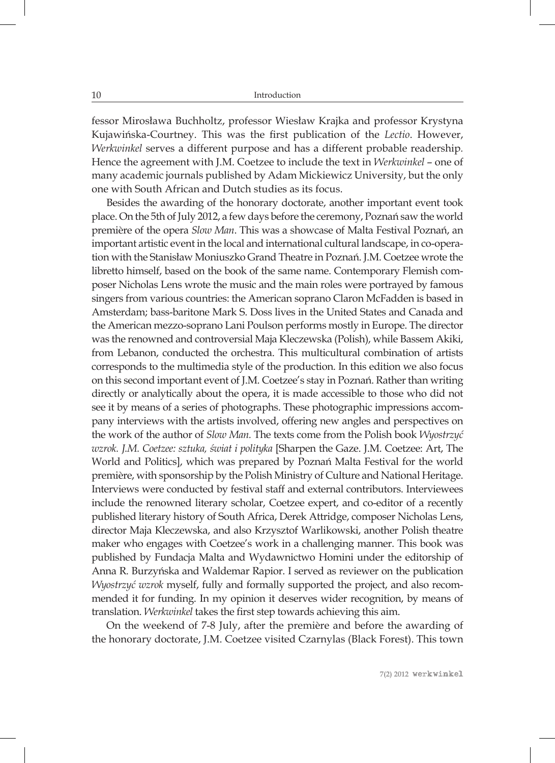fessor Mirosława Buchholtz, professor Wiesław Krajka and professor Krystyna Kujawińska-Courtney. This was the first publication of the *Lectio*. However, *Werkwinkel* serves a different purpose and has a different probable readership. Hence the agreement with J.M. Coetzee to include the text in *Werkwinkel* – one of many academic journals published by Adam Mickiewicz University, but the only one with South African and Dutch studies as its focus.

Besides the awarding of the honorary doctorate, another important event took place. On the 5th of July 2012, a few days before the ceremony, Poznań saw the world première of the opera *Slow Man*. This was a showcase of Malta Festival Poznań, an important artistic event in the local and international cultural landscape, in co-operation with the Stanisław Moniuszko Grand Theatre in Poznań. J.M. Coetzee wrote the libretto himself, based on the book of the same name. Contemporary Flemish composer Nicholas Lens wrote the music and the main roles were portrayed by famous singers from various countries: the American soprano Claron McFadden is based in Amsterdam; bass-baritone Mark S. Doss lives in the United States and Canada and the American mezzo-soprano Lani Poulson performs mostly in Europe. The director was the renowned and controversial Maja Kleczewska (Polish), while Bassem Akiki, from Lebanon, conducted the orchestra. This multicultural combination of artists corresponds to the multimedia style of the production. In this edition we also focus on this second important event of J.M. Coetzee's stay in Poznań. Rather than writing directly or analytically about the opera, it is made accessible to those who did not see it by means of a series of photographs. These photographic impressions accompany interviews with the artists involved, offering new angles and perspectives on the work of the author of *Slow Man*. The texts come from the Polish book *Wyostrzyć wzrok. J.M. Coetzee: sztuka, świat i polityka* [Sharpen the Gaze. J.M. Coetzee: Art, The World and Politics], which was prepared by Poznań Malta Festival for the world première, with sponsorship by the Polish Ministry of Culture and National Heritage. Interviews were conducted by festival staff and external contributors. Interviewees include the renowned literary scholar, Coetzee expert, and co-editor of a recently published literary history of South Africa, Derek Attridge, composer Nicholas Lens, director Maja Kleczewska, and also Krzysztof Warlikowski, another Polish theatre maker who engages with Coetzee's work in a challenging manner. This book was published by Fundacja Malta and Wydawnictwo Homini under the editorship of Anna R. Burzyńska and Waldemar Rapior. I served as reviewer on the publication *Wyostrzyć wzrok* myself, fully and formally supported the project, and also recommended it for funding. In my opinion it deserves wider recognition, by means of translation. *Werkwinkel* takes the first step towards achieving this aim.

On the weekend of 7-8 July, after the première and before the awarding of the honorary doctorate, J.M. Coetzee visited Czarnylas (Black Forest). This town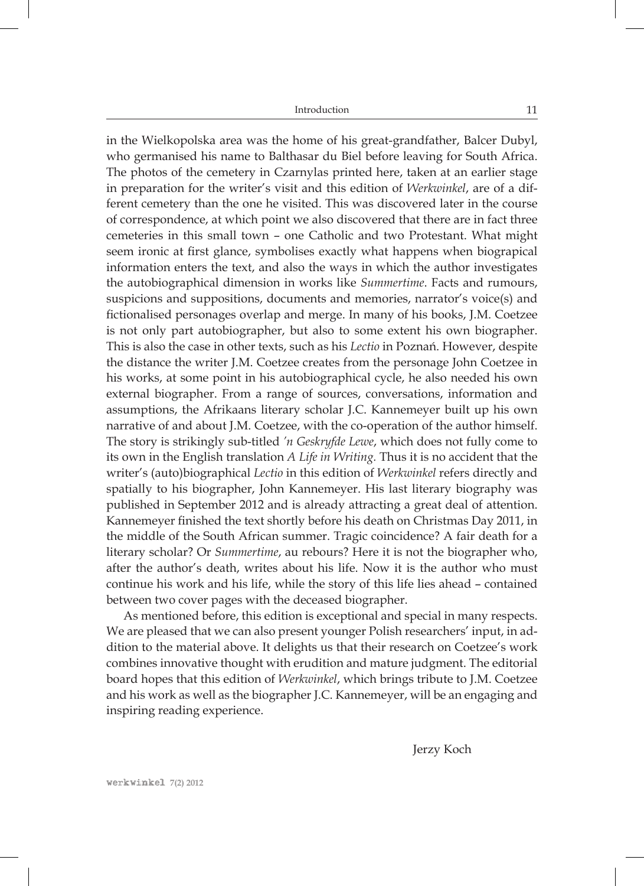in the Wielkopolska area was the home of his great-grandfather, Balcer Dubyl, who germanised his name to Balthasar du Biel before leaving for South Africa. The photos of the cemetery in Czarnylas printed here, taken at an earlier stage in preparation for the writer's visit and this edition of *Werkwinkel*, are of a different cemetery than the one he visited. This was discovered later in the course of correspondence, at which point we also discovered that there are in fact three cemeteries in this small town – one Catholic and two Protestant. What might seem ironic at first glance, symbolises exactly what happens when biograpical information enters the text, and also the ways in which the author investigates the autobiographical dimension in works like *Summertime*. Facts and rumours, suspicions and suppositions, documents and memories, narrator's voice(s) and fictionalised personages overlap and merge. In many of his books, J.M. Coetzee is not only part autobiographer, but also to some extent his own biographer. This is also the case in other texts, such as his *Lectio* in Poznań. However, despite the distance the writer J.M. Coetzee creates from the personage John Coetzee in his works, at some point in his autobiographical cycle, he also needed his own external biographer. From a range of sources, conversations, information and assumptions, the Afrikaans literary scholar J.C. Kannemeyer built up his own narrative of and about J.M. Coetzee, with the co-operation of the author himself. The story is strikingly sub-titled *'n Geskryfde Lewe*, which does not fully come to its own in the English translation *A Life in Writing*. Thus it is no accident that the writer's (auto)biographical *Lectio* in this edition of *Werkwinkel* refers directly and spatially to his biographer, John Kannemeyer. His last literary biography was published in September 2012 and is already attracting a great deal of attention. Kannemeyer finished the text shortly before his death on Christmas Day 2011, in the middle of the South African summer. Tragic coincidence? A fair death for a literary scholar? Or *Summertime*, au rebours? Here it is not the biographer who, after the author's death, writes about his life. Now it is the author who must continue his work and his life, while the story of this life lies ahead – contained between two cover pages with the deceased biographer.

As mentioned before, this edition is exceptional and special in many respects. We are pleased that we can also present younger Polish researchers' input, in addition to the material above. It delights us that their research on Coetzee's work combines innovative thought with erudition and mature judgment. The editorial board hopes that this edition of *Werkwinkel*, which brings tribute to J.M. Coetzee and his work as well as the biographer J.C. Kannemeyer, will be an engaging and inspiring reading experience.

Jerzy Koch